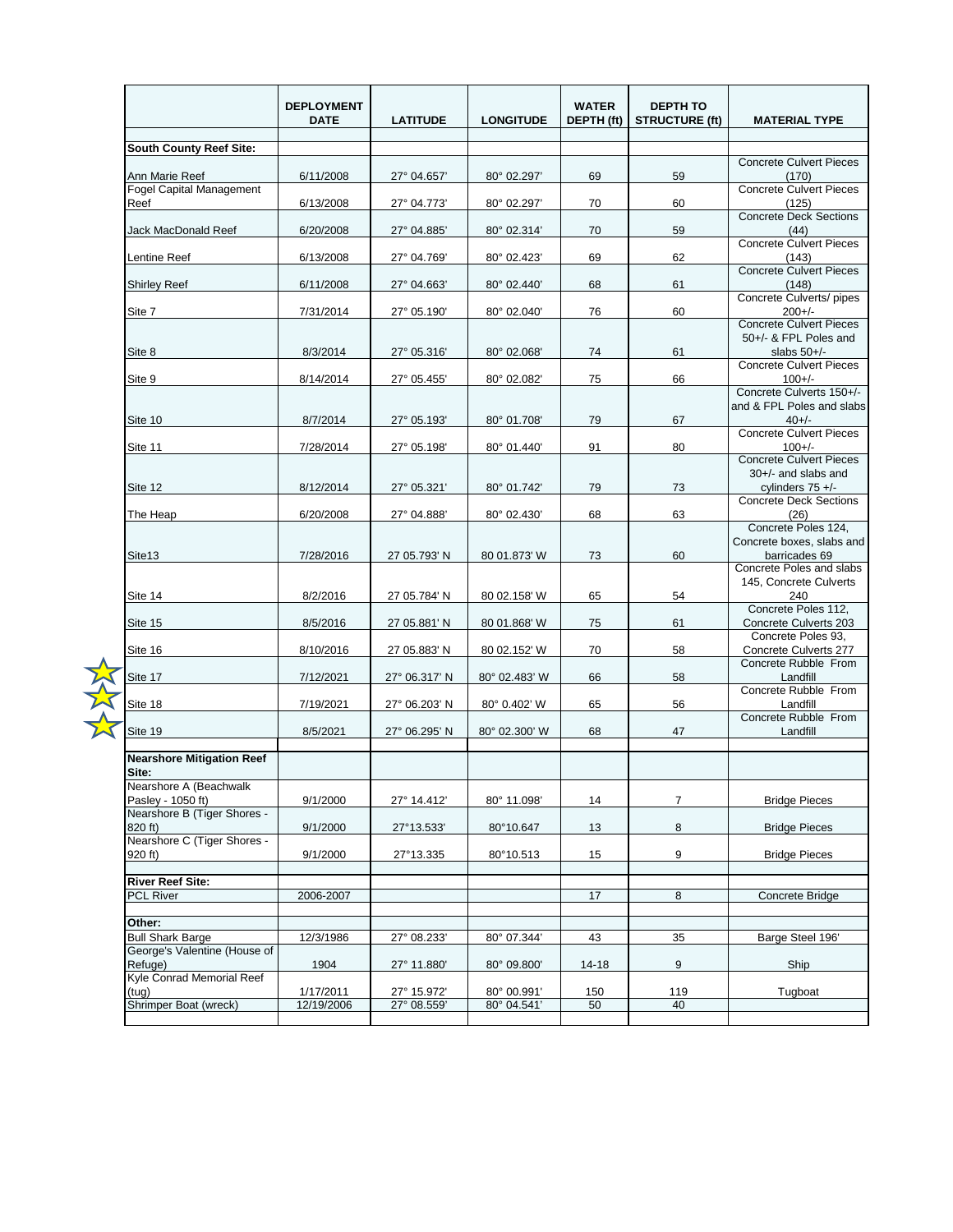| | DEPLOYMENT DATE | LATITUDE | LONGITUDE | WATER DEPTH (ft) | DEPTH TO STRUCTURE (ft) | MATERIAL TYPE |
|---|---|---|---|---|---|---|
| **South County Reef Site:** | | | | | | |
| Ann Marie Reef | 6/11/2008 | 27° 04.657' | 80° 02.297' | 69 | 59 | Concrete Culvert Pieces (170) |
| Fogel Capital Management Reef | 6/13/2008 | 27° 04.773' | 80° 02.297' | 70 | 60 | Concrete Culvert Pieces (125) |
| Jack MacDonald Reef | 6/20/2008 | 27° 04.885' | 80° 02.314' | 70 | 59 | Concrete Deck Sections (44) |
| Lentine Reef | 6/13/2008 | 27° 04.769' | 80° 02.423' | 69 | 62 | Concrete Culvert Pieces (143) |
| Shirley Reef | 6/11/2008 | 27° 04.663' | 80° 02.440' | 68 | 61 | Concrete Culvert Pieces (148) |
| Site 7 | 7/31/2014 | 27° 05.190' | 80° 02.040' | 76 | 60 | Concrete Culverts/ pipes 200+/- |
| Site 8 | 8/3/2014 | 27° 05.316' | 80° 02.068' | 74 | 61 | Concrete Culvert Pieces 50+/- & FPL Poles and slabs 50+/- |
| Site 9 | 8/14/2014 | 27° 05.455' | 80° 02.082' | 75 | 66 | Concrete Culvert Pieces 100+/- |
| Site 10 | 8/7/2014 | 27° 05.193' | 80° 01.708' | 79 | 67 | Concrete Culverts 150+/- and & FPL Poles and slabs 40+/- |
| Site 11 | 7/28/2014 | 27° 05.198' | 80° 01.440' | 91 | 80 | Concrete Culvert Pieces 100+/- |
| Site 12 | 8/12/2014 | 27° 05.321' | 80° 01.742' | 79 | 73 | Concrete Culvert Pieces 30+/- and slabs and cylinders 75 +/- |
| The Heap | 6/20/2008 | 27° 04.888' | 80° 02.430' | 68 | 63 | Concrete Deck Sections (26) |
| Site13 | 7/28/2016 | 27 05.793' N | 80 01.873' W | 73 | 60 | Concrete Poles 124, Concrete boxes, slabs and barricades 69 |
| Site 14 | 8/2/2016 | 27 05.784' N | 80 02.158' W | 65 | 54 | Concrete Poles and slabs 145, Concrete Culverts 240 |
| Site 15 | 8/5/2016 | 27 05.881' N | 80 01.868' W | 75 | 61 | Concrete Poles 112, Concrete Culverts 203 |
| Site 16 | 8/10/2016 | 27 05.883' N | 80 02.152' W | 70 | 58 | Concrete Poles 93, Concrete Culverts 277 |
| Site 17 | 7/12/2021 | 27° 06.317' N | 80° 02.483' W | 66 | 58 | Concrete Rubble From Landfill |
| Site 18 | 7/19/2021 | 27° 06.203' N | 80° 0.402' W | 65 | 56 | Concrete Rubble From Landfill |
| Site 19 | 8/5/2021 | 27° 06.295' N | 80° 02.300' W | 68 | 47 | Concrete Rubble From Landfill |
| **Nearshore Mitigation Reef Site:** | | | | | | |
| Nearshore A (Beachwalk Pasley - 1050 ft) | 9/1/2000 | 27° 14.412' | 80° 11.098' | 14 | 7 | Bridge Pieces |
| Nearshore B (Tiger Shores - 820 ft) | 9/1/2000 | 27°13.533' | 80°10.647 | 13 | 8 | Bridge Pieces |
| Nearshore C (Tiger Shores - 920 ft) | 9/1/2000 | 27°13.335 | 80°10.513 | 15 | 9 | Bridge Pieces |
| **River Reef Site:** | | | | | | |
| PCL River | 2006-2007 | | | 17 | 8 | Concrete Bridge |
| **Other:** | | | | | | |
| Bull Shark Barge | 12/3/1986 | 27° 08.233' | 80° 07.344' | 43 | 35 | Barge Steel 196' |
| George's Valentine (House of Refuge) | 1904 | 27° 11.880' | 80° 09.800' | 14-18 | 9 | Ship |
| Kyle Conrad Memorial Reef (tug) | 1/17/2011 | 27° 15.972' | 80° 00.991' | 150 | 119 | Tugboat |
| Shrimper Boat (wreck) | 12/19/2006 | 27° 08.559' | 80° 04.541' | 50 | 40 | |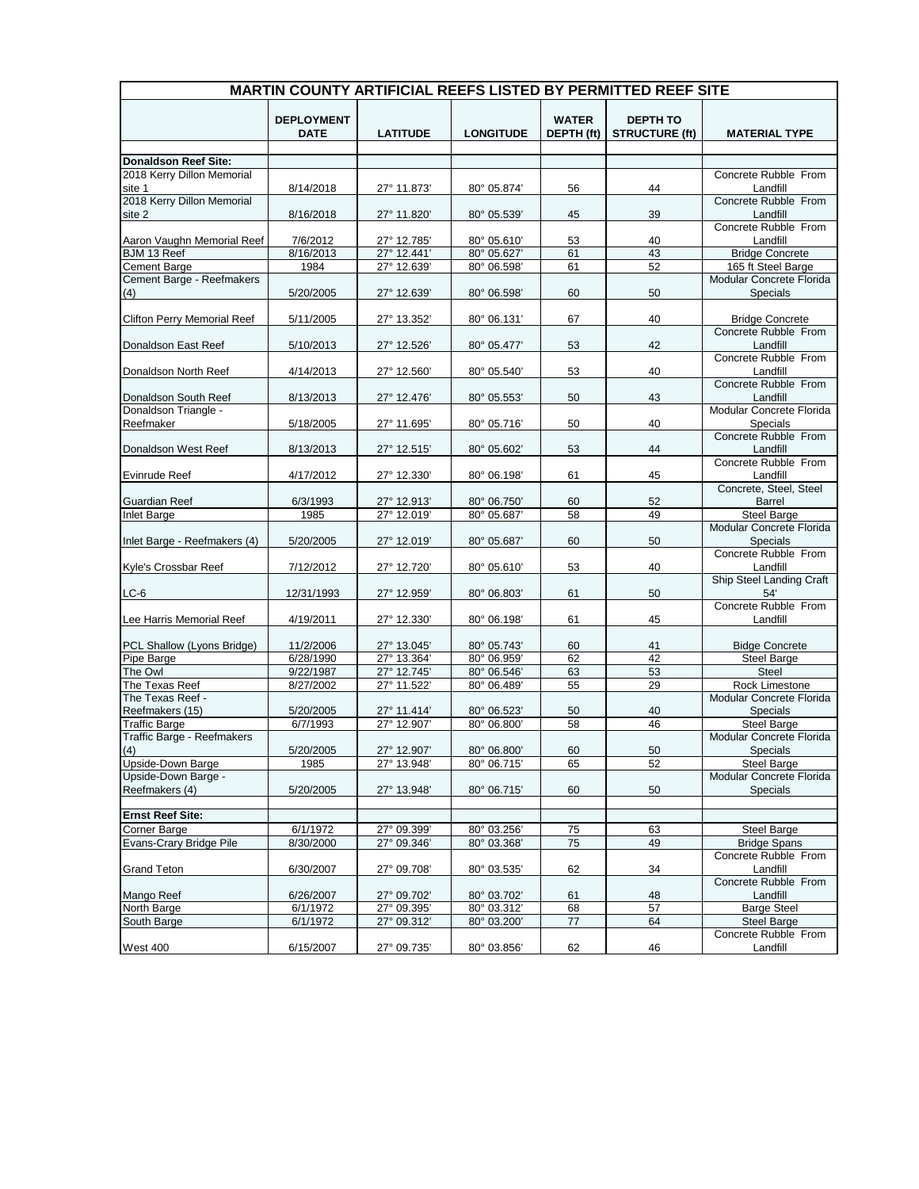| MARTIN COUNTY ARTIFICIAL REEFS LISTED BY PERMITTED REEF SITE | | | | | | |
|---|---|---|---|---|---|---|
| | DEPLOYMENT DATE | LATITUDE | LONGITUDE | WATER DEPTH (ft) | DEPTH TO STRUCTURE (ft) | MATERIAL TYPE |
| **Donaldson Reef Site:** | | | | | | |
| 2018 Kerry Dillon Memorial site 1 | 8/14/2018 | 27° 11.873' | 80° 05.874' | 56 | 44 | Concrete Rubble From Landfill |
| 2018 Kerry Dillon Memorial site 2 | 8/16/2018 | 27° 11.820' | 80° 05.539' | 45 | 39 | Concrete Rubble From Landfill |
| Aaron Vaughn Memorial Reef | 7/6/2012 | 27° 12.785' | 80° 05.610' | 53 | 40 | Concrete Rubble From Landfill |
| BJM 13 Reef | 8/16/2013 | 27° 12.441' | 80° 05.627' | 61 | 43 | Bridge Concrete |
| Cement Barge | 1984 | 27° 12.639' | 80° 06.598' | 61 | 52 | 165 ft Steel Barge |
| Cement Barge - Reefmakers (4) | 5/20/2005 | 27° 12.639' | 80° 06.598' | 60 | 50 | Modular Concrete Florida Specials |
| Clifton Perry Memorial Reef | 5/11/2005 | 27° 13.352' | 80° 06.131' | 67 | 40 | Bridge Concrete |
| Donaldson East Reef | 5/10/2013 | 27° 12.526' | 80° 05.477' | 53 | 42 | Concrete Rubble From Landfill |
| Donaldson North Reef | 4/14/2013 | 27° 12.560' | 80° 05.540' | 53 | 40 | Concrete Rubble From Landfill |
| Donaldson South Reef | 8/13/2013 | 27° 12.476' | 80° 05.553' | 50 | 43 | Concrete Rubble From Landfill |
| Donaldson Triangle - Reefmaker | 5/18/2005 | 27° 11.695' | 80° 05.716' | 50 | 40 | Modular Concrete Florida Specials |
| Donaldson West Reef | 8/13/2013 | 27° 12.515' | 80° 05.602' | 53 | 44 | Concrete Rubble From Landfill |
| Evinrude Reef | 4/17/2012 | 27° 12.330' | 80° 06.198' | 61 | 45 | Concrete Rubble From Landfill |
| Guardian Reef | 6/3/1993 | 27° 12.913' | 80° 06.750' | 60 | 52 | Concrete, Steel, Steel Barrel |
| Inlet Barge | 1985 | 27° 12.019' | 80° 05.687' | 58 | 49 | Steel Barge |
| Inlet Barge - Reefmakers (4) | 5/20/2005 | 27° 12.019' | 80° 05.687' | 60 | 50 | Modular Concrete Florida Specials |
| Kyle's Crossbar Reef | 7/12/2012 | 27° 12.720' | 80° 05.610' | 53 | 40 | Concrete Rubble From Landfill |
| LC-6 | 12/31/1993 | 27° 12.959' | 80° 06.803' | 61 | 50 | Ship Steel Landing Craft 54' |
| Lee Harris Memorial Reef | 4/19/2011 | 27° 12.330' | 80° 06.198' | 61 | 45 | Concrete Rubble From Landfill |
| PCL Shallow (Lyons Bridge) | 11/2/2006 | 27° 13.045' | 80° 05.743' | 60 | 41 | Bidge Concrete |
| Pipe Barge | 6/28/1990 | 27° 13.364' | 80° 06.959' | 62 | 42 | Steel Barge |
| The Owl | 9/22/1987 | 27° 12.745' | 80° 06.546' | 63 | 53 | Steel |
| The Texas Reef | 8/27/2002 | 27° 11.522' | 80° 06.489' | 55 | 29 | Rock Limestone |
| The Texas Reef - Reefmakers (15) | 5/20/2005 | 27° 11.414' | 80° 06.523' | 50 | 40 | Modular Concrete Florida Specials |
| Traffic Barge | 6/7/1993 | 27° 12.907' | 80° 06.800' | 58 | 46 | Steel Barge |
| Traffic Barge - Reefmakers (4) | 5/20/2005 | 27° 12.907' | 80° 06.800' | 60 | 50 | Modular Concrete Florida Specials |
| Upside-Down Barge | 1985 | 27° 13.948' | 80° 06.715' | 65 | 52 | Steel Barge |
| Upside-Down Barge - Reefmakers (4) | 5/20/2005 | 27° 13.948' | 80° 06.715' | 60 | 50 | Modular Concrete Florida Specials |
| | | | | | | |
| **Ernst Reef Site:** | | | | | | |
| Corner Barge | 6/1/1972 | 27° 09.399' | 80° 03.256' | 75 | 63 | Steel Barge |
| Evans-Crary Bridge Pile | 8/30/2000 | 27° 09.346' | 80° 03.368' | 75 | 49 | Bridge Spans |
| Grand Teton | 6/30/2007 | 27° 09.708' | 80° 03.535' | 62 | 34 | Concrete Rubble From Landfill |
| Mango Reef | 6/26/2007 | 27° 09.702' | 80° 03.702' | 61 | 48 | Concrete Rubble From Landfill |
| North Barge | 6/1/1972 | 27° 09.395' | 80° 03.312' | 68 | 57 | Barge Steel |
| South Barge | 6/1/1972 | 27° 09.312' | 80° 03.200' | 77 | 64 | Steel Barge |
| West 400 | 6/15/2007 | 27° 09.735' | 80° 03.856' | 62 | 46 | Concrete Rubble From Landfill |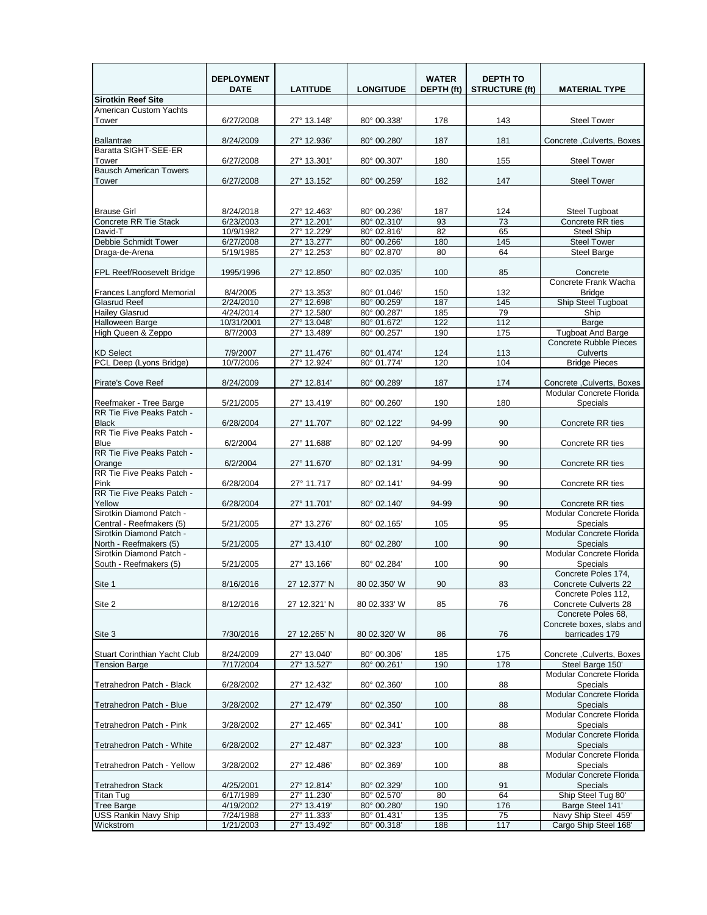| | DEPLOYMENT DATE | LATITUDE | LONGITUDE | WATER DEPTH (ft) | DEPTH TO STRUCTURE (ft) | MATERIAL TYPE |
|---|---|---|---|---|---|---|
| **Sirotkin Reef Site** | | | | | | |
| American Custom Yachts Tower | 6/27/2008 | 27° 13.148' | 80° 00.338' | 178 | 143 | Steel Tower |
| Ballantrae | 8/24/2009 | 27° 12.936' | 80° 00.280' | 187 | 181 | Concrete ,Culverts, Boxes |
| Baratta SIGHT-SEE-ER Tower | 6/27/2008 | 27° 13.301' | 80° 00.307' | 180 | 155 | Steel Tower |
| Bausch American Towers Tower | 6/27/2008 | 27° 13.152' | 80° 00.259' | 182 | 147 | Steel Tower |
| Brause Girl | 8/24/2018 | 27° 12.463' | 80° 00.236' | 187 | 124 | Steel Tugboat |
| Concrete RR Tie Stack | 6/23/2003 | 27° 12.201' | 80° 02.310' | 93 | 73 | Concrete RR ties |
| David-T | 10/9/1982 | 27° 12.229' | 80° 02.816' | 82 | 65 | Steel Ship |
| Debbie Schmidt Tower | 6/27/2008 | 27° 13.277' | 80° 00.266' | 180 | 145 | Steel Tower |
| Draga-de-Arena | 5/19/1985 | 27° 12.253' | 80° 02.870' | 80 | 64 | Steel Barge |
| FPL Reef/Roosevelt Bridge | 1995/1996 | 27° 12.850' | 80° 02.035' | 100 | 85 | Concrete |
| Frances Langford Memorial | 8/4/2005 | 27° 13.353' | 80° 01.046' | 150 | 132 | Concrete Frank Wacha Bridge |
| Glasrud Reef | 2/24/2010 | 27° 12.698' | 80° 00.259' | 187 | 145 | Ship Steel Tugboat |
| Hailey Glasrud | 4/24/2014 | 27° 12.580' | 80° 00.287' | 185 | 79 | Ship |
| Halloween Barge | 10/31/2001 | 27° 13.048' | 80° 01.672' | 122 | 112 | Barge |
| High Queen & Zeppo | 8/7/2003 | 27° 13.489' | 80° 00.257' | 190 | 175 | Tugboat And Barge |
| KD Select | 7/9/2007 | 27° 11.476' | 80° 01.474' | 124 | 113 | Concrete Rubble Pieces Culverts |
| PCL Deep (Lyons Bridge) | 10/7/2006 | 27° 12.924' | 80° 01.774' | 120 | 104 | Bridge Pieces |
| Pirate's Cove Reef | 8/24/2009 | 27° 12.814' | 80° 00.289' | 187 | 174 | Concrete ,Culverts, Boxes |
| Reefmaker - Tree Barge | 5/21/2005 | 27° 13.419' | 80° 00.260' | 190 | 180 | Modular Concrete Florida Specials |
| RR Tie Five Peaks Patch - Black | 6/28/2004 | 27° 11.707' | 80° 02.122' | 94-99 | 90 | Concrete RR ties |
| RR Tie Five Peaks Patch - Blue | 6/2/2004 | 27° 11.688' | 80° 02.120' | 94-99 | 90 | Concrete RR ties |
| RR Tie Five Peaks Patch - Orange | 6/2/2004 | 27° 11.670' | 80° 02.131' | 94-99 | 90 | Concrete RR ties |
| RR Tie Five Peaks Patch - Pink | 6/28/2004 | 27° 11.717 | 80° 02.141' | 94-99 | 90 | Concrete RR ties |
| RR Tie Five Peaks Patch - Yellow | 6/28/2004 | 27° 11.701' | 80° 02.140' | 94-99 | 90 | Concrete RR ties |
| Sirotkin Diamond Patch - Central - Reefmakers (5) | 5/21/2005 | 27° 13.276' | 80° 02.165' | 105 | 95 | Modular Concrete Florida Specials |
| Sirotkin Diamond Patch - North - Reefmakers (5) | 5/21/2005 | 27° 13.410' | 80° 02.280' | 100 | 90 | Modular Concrete Florida Specials |
| Sirotkin Diamond Patch - South - Reefmakers (5) | 5/21/2005 | 27° 13.166' | 80° 02.284' | 100 | 90 | Modular Concrete Florida Specials |
| Site 1 | 8/16/2016 | 27 12.377' N | 80 02.350' W | 90 | 83 | Concrete Poles 174, Concrete Culverts 22 |
| Site 2 | 8/12/2016 | 27 12.321' N | 80 02.333' W | 85 | 76 | Concrete Poles 112, Concrete Culverts 28 |
| Site 3 | 7/30/2016 | 27 12.265' N | 80 02.320' W | 86 | 76 | Concrete Poles 68, Concrete boxes, slabs and barricades 179 |
| Stuart Corinthian Yacht Club | 8/24/2009 | 27° 13.040' | 80° 00.306' | 185 | 175 | Concrete ,Culverts, Boxes |
| Tension Barge | 7/17/2004 | 27° 13.527' | 80° 00.261' | 190 | 178 | Steel Barge 150' |
| Tetrahedron Patch - Black | 6/28/2002 | 27° 12.432' | 80° 02.360' | 100 | 88 | Modular Concrete Florida Specials |
| Tetrahedron Patch - Blue | 3/28/2002 | 27° 12.479' | 80° 02.350' | 100 | 88 | Modular Concrete Florida Specials |
| Tetrahedron Patch - Pink | 3/28/2002 | 27° 12.465' | 80° 02.341' | 100 | 88 | Modular Concrete Florida Specials |
| Tetrahedron Patch - White | 6/28/2002 | 27° 12.487' | 80° 02.323' | 100 | 88 | Modular Concrete Florida Specials |
| Tetrahedron Patch - Yellow | 3/28/2002 | 27° 12.486' | 80° 02.369' | 100 | 88 | Modular Concrete Florida Specials |
| Tetrahedron Stack | 4/25/2001 | 27° 12.814' | 80° 02.329' | 100 | 91 | Modular Concrete Florida Specials |
| Titan Tug | 6/17/1989 | 27° 11.230' | 80° 02.570' | 80 | 64 | Ship Steel Tug 80' |
| Tree Barge | 4/19/2002 | 27° 13.419' | 80° 00.280' | 190 | 176 | Barge Steel 141' |
| USS Rankin Navy Ship | 7/24/1988 | 27° 11.333' | 80° 01.431' | 135 | 75 | Navy Ship Steel 459' |
| Wickstrom | 1/21/2003 | 27° 13.492' | 80° 00.318' | 188 | 117 | Cargo Ship Steel 168' |